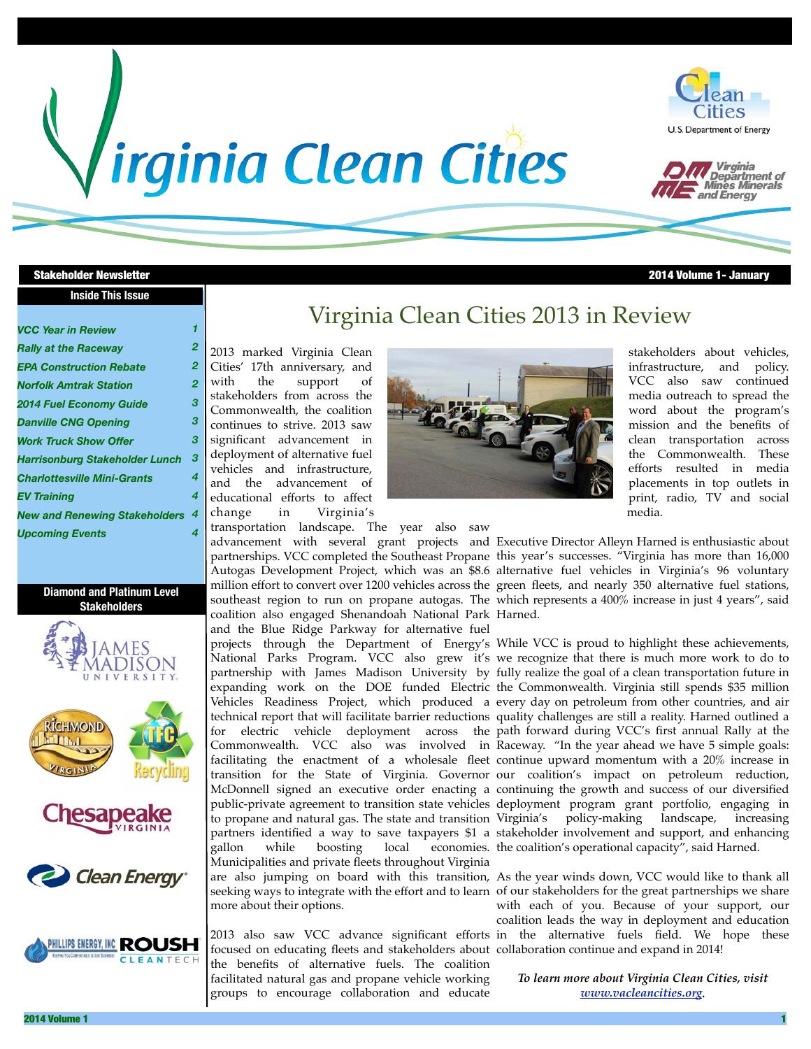# Virginia Clean Cities

**Stakeholder Newsletter** | **2014 Volume 1- January**

## Inside This Issue

- *VCC Year in Review* 1
- *Rally at the Raceway* 2
- *EPA Construction Rebate* 2
- *Norfolk Amtrak Station* 2
- *2014 Fuel Economy Guide* 3
- *Danville CNG Opening* 3
- *Work Truck Show Offer* 3
- *Harrisonburg Stakeholder Lunch* 3
- *Charlottesville Mini-Grants* 4
- *EV Training* 4
- *New and Renewing Stakeholders* 4
- *Upcoming Events* 4

**Diamond and Platinum Level Stakeholders**

# Virginia Clean Cities 2013 in Review

2013 marked Virginia Clean Cities' 17th anniversary, and with the support of stakeholders from across the Commonwealth, the coalition continues to strive. 2013 saw significant advancement in deployment of alternative fuel vehicles and infrastructure, and the advancement of educational efforts to affect change in Virginia's transportation landscape. The year also saw advancement with several grant projects and partnerships. VCC completed the Southeast Propane Autogas Development Project, which was an $8.6 million effort to convert over 1200 vehicles across the southeast region to run on propane autogas. The coalition also engaged Shenandoah National Park and the Blue Ridge Parkway for alternative fuel projects through the Department of Energy's National Parks Program. VCC also grew it's partnership with James Madison University by expanding work on the DOE funded Electric Vehicles Readiness Project, which produced a technical report that will facilitate barrier reductions for electric vehicle deployment across the Commonwealth. VCC also was involved in facilitating the enactment of a wholesale fleet transition for the State of Virginia. Governor McDonnell signed an executive order enacting a public-private agreement to transition state vehicles to propane and natural gas. The state and transition partners identified a way to save taxpayers $1 a gallon while boosting local economies. Municipalities and private fleets throughout Virginia are also jumping on board with this transition, seeking ways to integrate with the effort and to learn more about their options.

2013 also saw VCC advance significant efforts focused on educating fleets and stakeholders about the benefits of alternative fuels. The coalition facilitated natural gas and propane vehicle working groups to encourage collaboration and educate stakeholders about vehicles, infrastructure, and policy. VCC also saw continued media outreach to spread the word about the program's mission and the benefits of clean transportation across the Commonwealth. These efforts resulted in media placements in top outlets in print, radio, TV and social media.

Executive Director Alleyn Harned is enthusiastic about this year's successes. "Virginia has more than 16,000 alternative fuel vehicles in Virginia's 96 voluntary green fleets, and nearly 350 alternative fuel stations, which represents a 400% increase in just 4 years", said Harned.

While VCC is proud to highlight these achievements, we recognize that there is much more work to do to fully realize the goal of a clean transportation future in the Commonwealth. Virginia still spends $35 million every day on petroleum from other countries, and air quality challenges are still a reality. Harned outlined a path forward during VCC's first annual Rally at the Raceway. "In the year ahead we have 5 simple goals: continue upward momentum with a 20% increase in our coalition's impact on petroleum reduction, continuing the growth and success of our diversified deployment program grant portfolio, engaging in Virginia's policy-making landscape, increasing stakeholder involvement and support, and enhancing the coalition's operational capacity", said Harned.

As the year winds down, VCC would like to thank all of our stakeholders for the great partnerships we share with each of you. Because of your support, our coalition leads the way in deployment and education in the alternative fuels field. We hope these collaboration continue and expand in 2014!

*To learn more about Virginia Clean Cities, visit www.vacleancities.org.*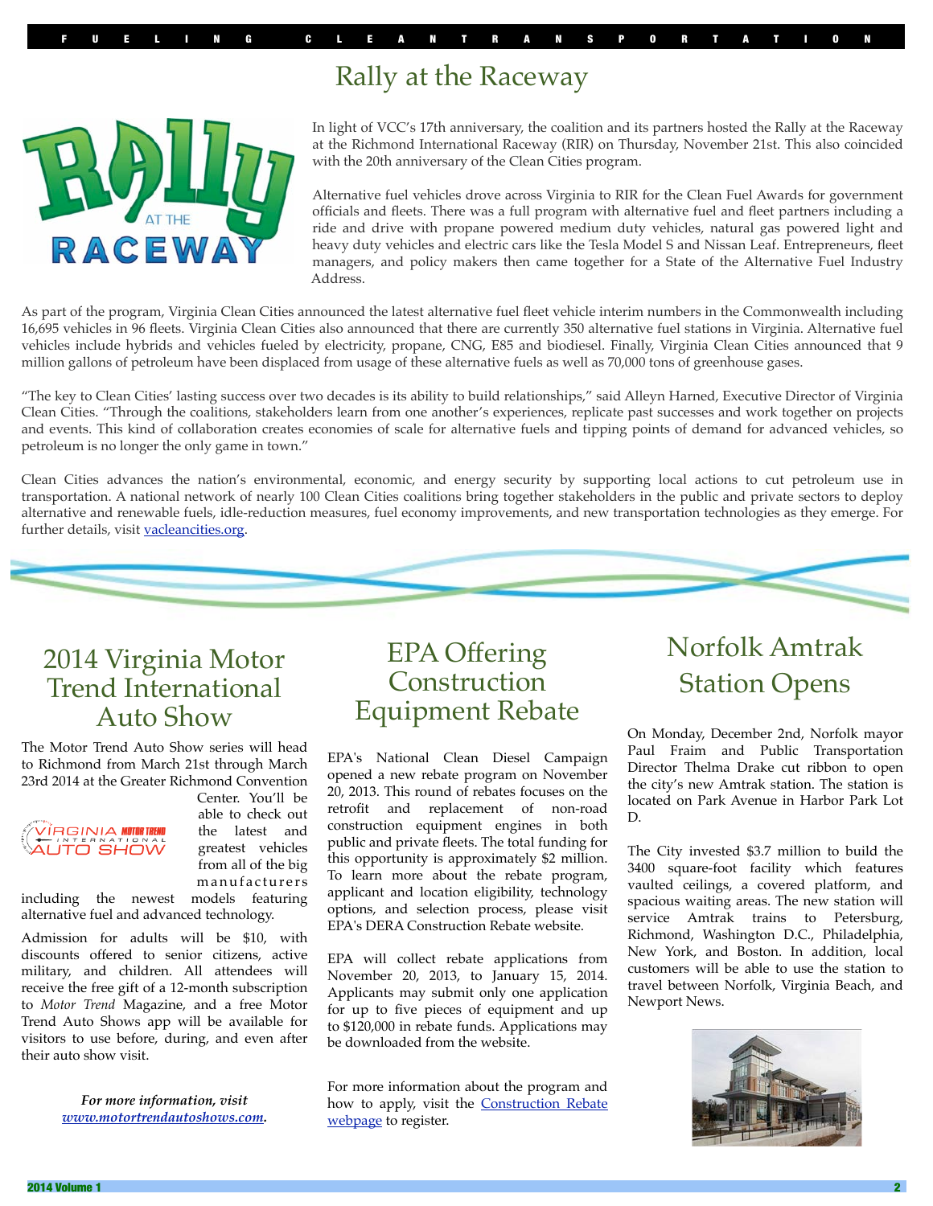# Rally at the Raceway

In light of VCC's 17th anniversary, the coalition and its partners hosted the Rally at the Raceway at the Richmond International Raceway (RIR) on Thursday, November 21st. This also coincided with the 20th anniversary of the Clean Cities program.

Alternative fuel vehicles drove across Virginia to RIR for the Clean Fuel Awards for government officials and fleets. There was a full program with alternative fuel and fleet partners including a ride and drive with propane powered medium duty vehicles, natural gas powered light and heavy duty vehicles and electric cars like the Tesla Model S and Nissan Leaf. Entrepreneurs, fleet managers, and policy makers then came together for a State of the Alternative Fuel Industry Address.

As part of the program, Virginia Clean Cities announced the latest alternative fuel fleet vehicle interim numbers in the Commonwealth including 16,695 vehicles in 96 fleets. Virginia Clean Cities also announced that there are currently 350 alternative fuel stations in Virginia. Alternative fuel vehicles include hybrids and vehicles fueled by electricity, propane, CNG, E85 and biodiesel. Finally, Virginia Clean Cities announced that 9 million gallons of petroleum have been displaced from usage of these alternative fuels as well as 70,000 tons of greenhouse gases.

"The key to Clean Cities' lasting success over two decades is its ability to build relationships," said Alleyn Harned, Executive Director of Virginia Clean Cities. "Through the coalitions, stakeholders learn from one another's experiences, replicate past successes and work together on projects and events. This kind of collaboration creates economies of scale for alternative fuels and tipping points of demand for advanced vehicles, so petroleum is no longer the only game in town."

Clean Cities advances the nation's environmental, economic, and energy security by supporting local actions to cut petroleum use in transportation. A national network of nearly 100 Clean Cities coalitions bring together stakeholders in the public and private sectors to deploy alternative and renewable fuels, idle-reduction measures, fuel economy improvements, and new transportation technologies as they emerge. For further details, visit vacleancities.org.

## 2014 Virginia Motor Trend International Auto Show

The Motor Trend Auto Show series will head to Richmond from March 21st through March 23rd 2014 at the Greater Richmond Convention Center. You'll be able to check out the latest and greatest vehicles from all of the big manufacturers including the newest models featuring alternative fuel and advanced technology.

Admission for adults will be $10, with discounts offered to senior citizens, active military, and children. All attendees will receive the free gift of a 12-month subscription to *Motor Trend* Magazine, and a free Motor Trend Auto Shows app will be available for visitors to use before, during, and even after their auto show visit.

***For more information, visit www.motortrendautoshows.com.***

## EPA Offering Construction Equipment Rebate

EPA's National Clean Diesel Campaign opened a new rebate program on November 20, 2013. This round of rebates focuses on the retrofit and replacement of non-road construction equipment engines in both public and private fleets. The total funding for this opportunity is approximately $2 million. To learn more about the rebate program, applicant and location eligibility, technology options, and selection process, please visit EPA's DERA Construction Rebate website.

EPA will collect rebate applications from November 20, 2013, to January 15, 2014. Applicants may submit only one application for up to five pieces of equipment and up to $120,000 in rebate funds. Applications may be downloaded from the website.

For more information about the program and how to apply, visit the Construction Rebate webpage to register.

## Norfolk Amtrak Station Opens

On Monday, December 2nd, Norfolk mayor Paul Fraim and Public Transportation Director Thelma Drake cut ribbon to open the city's new Amtrak station. The station is located on Park Avenue in Harbor Park Lot D.

The City invested $3.7 million to build the 3400 square-foot facility which features vaulted ceilings, a covered platform, and spacious waiting areas. The new station will service Amtrak trains to Petersburg, Richmond, Washington D.C., Philadelphia, New York, and Boston. In addition, local customers will be able to use the station to travel between Norfolk, Virginia Beach, and Newport News.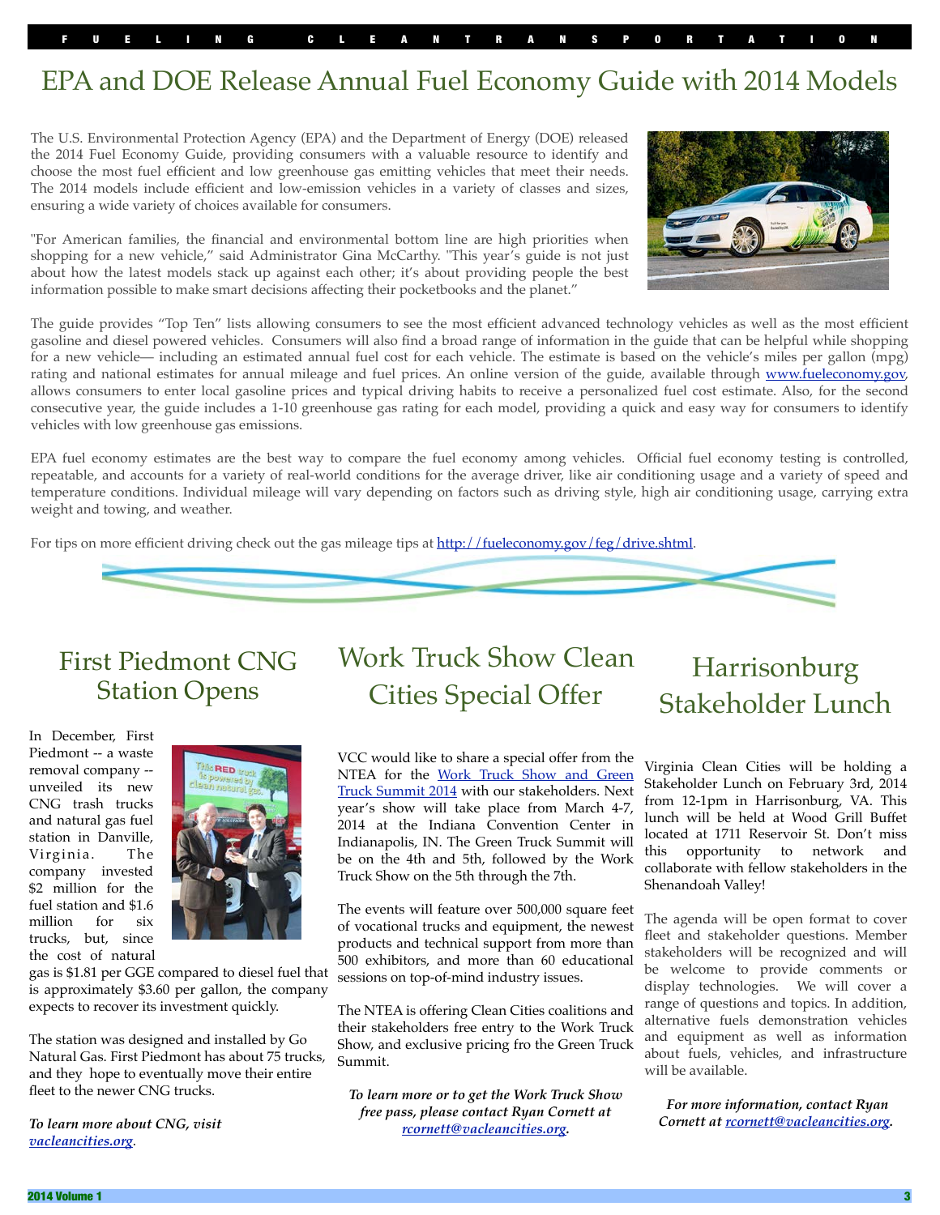# EPA and DOE Release Annual Fuel Economy Guide with 2014 Models

The U.S. Environmental Protection Agency (EPA) and the Department of Energy (DOE) released the 2014 Fuel Economy Guide, providing consumers with a valuable resource to identify and choose the most fuel efficient and low greenhouse gas emitting vehicles that meet their needs. The 2014 models include efficient and low-emission vehicles in a variety of classes and sizes, ensuring a wide variety of choices available for consumers.

"For American families, the financial and environmental bottom line are high priorities when shopping for a new vehicle," said Administrator Gina McCarthy. "This year's guide is not just about how the latest models stack up against each other; it's about providing people the best information possible to make smart decisions affecting their pocketbooks and the planet."

The guide provides "Top Ten" lists allowing consumers to see the most efficient advanced technology vehicles as well as the most efficient gasoline and diesel powered vehicles. Consumers will also find a broad range of information in the guide that can be helpful while shopping for a new vehicle— including an estimated annual fuel cost for each vehicle. The estimate is based on the vehicle's miles per gallon (mpg) rating and national estimates for annual mileage and fuel prices. An online version of the guide, available through [www.fueleconomy.gov](www.fueleconomy.gov), allows consumers to enter local gasoline prices and typical driving habits to receive a personalized fuel cost estimate. Also, for the second consecutive year, the guide includes a 1-10 greenhouse gas rating for each model, providing a quick and easy way for consumers to identify vehicles with low greenhouse gas emissions.

EPA fuel economy estimates are the best way to compare the fuel economy among vehicles. Official fuel economy testing is controlled, repeatable, and accounts for a variety of real-world conditions for the average driver, like air conditioning usage and a variety of speed and temperature conditions. Individual mileage will vary depending on factors such as driving style, high air conditioning usage, carrying extra weight and towing, and weather.

For tips on more efficient driving check out the gas mileage tips at [http://fueleconomy.gov/feg/drive.shtml](http://fueleconomy.gov/feg/drive.shtml).

## First Piedmont CNG Station Opens

In December, First Piedmont -- a waste removal company -- unveiled its new CNG trash trucks and natural gas fuel station in Danville, Virginia. The company invested $2 million for the fuel station and $1.6 million for six trucks, but, since the cost of natural gas is $1.81 per GGE compared to diesel fuel that is approximately $3.60 per gallon, the company expects to recover its investment quickly.

The station was designed and installed by Go Natural Gas. First Piedmont has about 75 trucks, and they hope to eventually move their entire fleet to the newer CNG trucks.

***To learn more about CNG, visit [vacleancities.org](vacleancities.org).***

## Work Truck Show Clean Cities Special Offer

VCC would like to share a special offer from the NTEA for the [Work Truck Show and Green Truck Summit 2014](#) with our stakeholders. Next year's show will take place from March 4-7, 2014 at the Indiana Convention Center in Indianapolis, IN. The Green Truck Summit will be on the 4th and 5th, followed by the Work Truck Show on the 5th through the 7th.

The events will feature over 500,000 square feet of vocational trucks and equipment, the newest products and technical support from more than 500 exhibitors, and more than 60 educational sessions on top-of-mind industry issues.

The NTEA is offering Clean Cities coalitions and their stakeholders free entry to the Work Truck Show, and exclusive pricing fro the Green Truck Summit.

***To learn more or to get the Work Truck Show free pass, please contact Ryan Cornett at [rcornett@vacleancities.org](mailto:rcornett@vacleancities.org).***

## Harrisonburg Stakeholder Lunch

Virginia Clean Cities will be holding a Stakeholder Lunch on February 3rd, 2014 from 12-1pm in Harrisonburg, VA. This lunch will be held at Wood Grill Buffet located at 1711 Reservoir St. Don't miss this opportunity to network and collaborate with fellow stakeholders in the Shenandoah Valley!

The agenda will be open format to cover fleet and stakeholder questions. Member stakeholders will be recognized and will be welcome to provide comments or display technologies. We will cover a range of questions and topics. In addition, alternative fuels demonstration vehicles and equipment as well as information about fuels, vehicles, and infrastructure will be available.

***For more information, contact Ryan Cornett at [rcornett@vacleancities.org](mailto:rcornett@vacleancities.org).***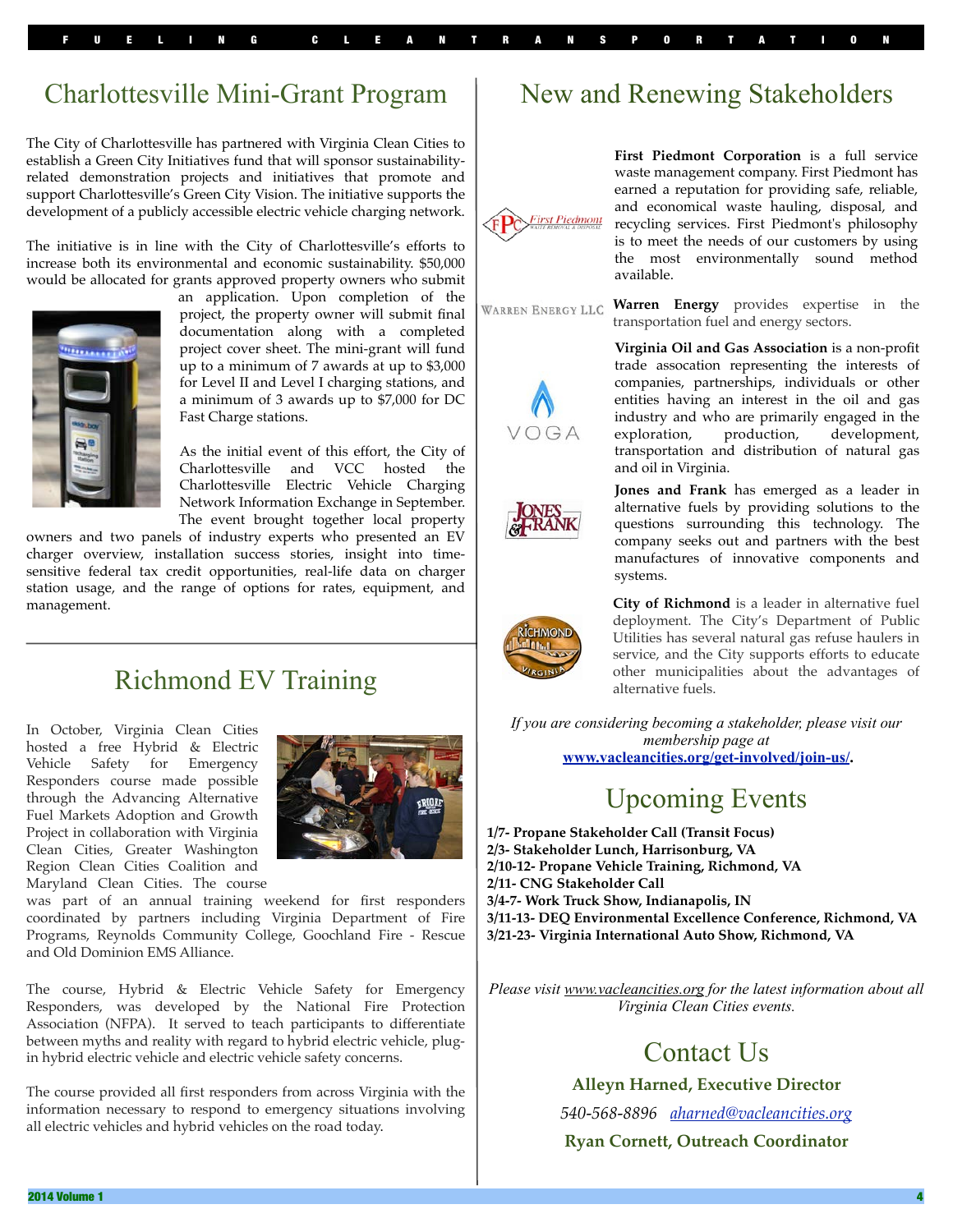## Charlottesville Mini-Grant Program

The City of Charlottesville has partnered with Virginia Clean Cities to establish a Green City Initiatives fund that will sponsor sustainability-related demonstration projects and initiatives that promote and support Charlottesville's Green City Vision. The initiative supports the development of a publicly accessible electric vehicle charging network.

The initiative is in line with the City of Charlottesville's efforts to increase both its environmental and economic sustainability. $50,000 would be allocated for grants approved property owners who submit an application. Upon completion of the project, the property owner will submit final documentation along with a completed project cover sheet. The mini-grant will fund up to a minimum of 7 awards at up to $3,000 for Level II and Level I charging stations, and a minimum of 3 awards up to $7,000 for DC Fast Charge stations.

As the initial event of this effort, the City of Charlottesville and VCC hosted the Charlottesville Electric Vehicle Charging Network Information Exchange in September. The event brought together local property owners and two panels of industry experts who presented an EV charger overview, installation success stories, insight into time-sensitive federal tax credit opportunities, real-life data on charger station usage, and the range of options for rates, equipment, and management.

## Richmond EV Training

In October, Virginia Clean Cities hosted a free Hybrid & Electric Vehicle Safety for Emergency Responders course made possible through the Advancing Alternative Fuel Markets Adoption and Growth Project in collaboration with Virginia Clean Cities, Greater Washington Region Clean Cities Coalition and Maryland Clean Cities. The course was part of an annual training weekend for first responders coordinated by partners including Virginia Department of Fire Programs, Reynolds Community College, Goochland Fire - Rescue and Old Dominion EMS Alliance.

The course, Hybrid & Electric Vehicle Safety for Emergency Responders, was developed by the National Fire Protection Association (NFPA). It served to teach participants to differentiate between myths and reality with regard to hybrid electric vehicle, plug-in hybrid electric vehicle and electric vehicle safety concerns.

The course provided all first responders from across Virginia with the information necessary to respond to emergency situations involving all electric vehicles and hybrid vehicles on the road today.

## New and Renewing Stakeholders

**First Piedmont Corporation** is a full service waste management company. First Piedmont has earned a reputation for providing safe, reliable, and economical waste hauling, disposal, and recycling services. First Piedmont's philosophy is to meet the needs of our customers by using the most environmentally sound method available.

**Warren Energy** provides expertise in the transportation fuel and energy sectors.

**Virginia Oil and Gas Association** is a non-profit trade assocation representing the interests of companies, partnerships, individuals or other entities having an interest in the oil and gas industry and who are primarily engaged in the exploration, production, development, transportation and distribution of natural gas and oil in Virginia.

**Jones and Frank** has emerged as a leader in alternative fuels by providing solutions to the questions surrounding this technology. The company seeks out and partners with the best manufactures of innovative components and systems.

**City of Richmond** is a leader in alternative fuel deployment. The City's Department of Public Utilities has several natural gas refuse haulers in service, and the City supports efforts to educate other municipalities about the advantages of alternative fuels.

*If you are considering becoming a stakeholder, please visit our membership page at* **www.vacleancities.org/get-involved/join-us/.**

## Upcoming Events

**1/7- Propane Stakeholder Call (Transit Focus)**
**2/3- Stakeholder Lunch, Harrisonburg, VA**
**2/10-12- Propane Vehicle Training, Richmond, VA**
**2/11- CNG Stakeholder Call**
**3/4-7- Work Truck Show, Indianapolis, IN**
**3/11-13- DEQ Environmental Excellence Conference, Richmond, VA**
**3/21-23- Virginia International Auto Show, Richmond, VA**

*Please visit www.vacleancities.org for the latest information about all Virginia Clean Cities events.*

## Contact Us

**Alleyn Harned, Executive Director**

*540-568-8896 aharned@vacleancities.org*

**Ryan Cornett, Outreach Coordinator**